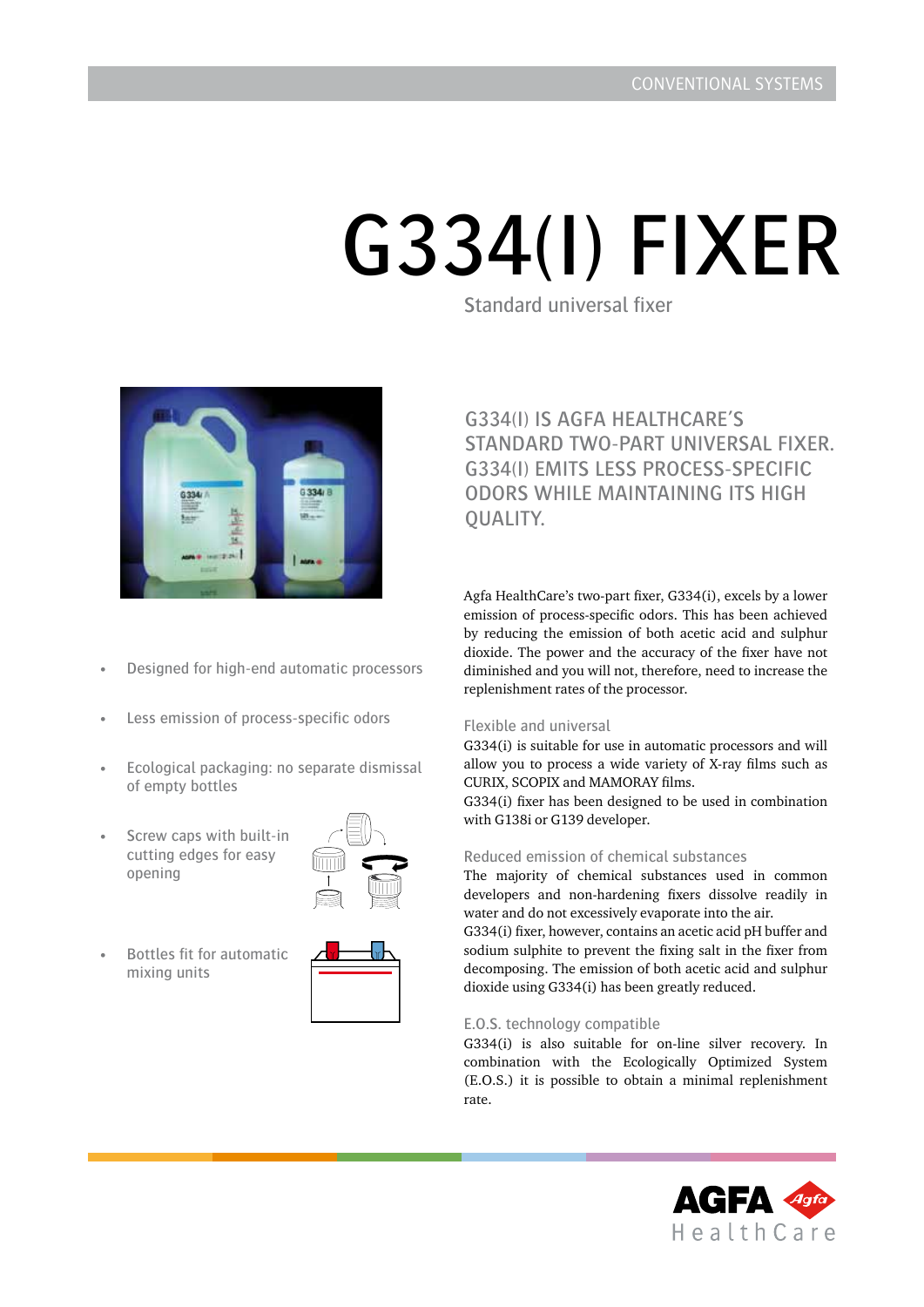# G334(I) FIXER

Standard universal fixer

- Designed for high-end automatic processors
- Less emission of process-specific odors
- Ecological packaging: no separate dismissal of empty bottles
- Screw caps with built-in cutting edges for easy opening
- Bottles fit for automatic mixing units

## G334(I) IS AGFA HEALTHCARE'S STANDARD TWO-PART UNIVERSAL FIXER. G334(I) EMITS LESS PROCESS-SPECIFIC ODORS WHILE MAINTAINING ITS HIGH QUALITY.

Agfa HealthCare's two-part fixer, G334(i), excels by a lower emission of process-specific odors. This has been achieved by reducing the emission of both acetic acid and sulphur dioxide. The power and the accuracy of the fixer have not diminished and you will not, therefore, need to increase the replenishment rates of the processor.

### Flexible and universal

G334(i) is suitable for use in automatic processors and will allow you to process a wide variety of X-ray films such as CURIX, SCOPIX and MAMORAY films.
G334(i) fixer has been designed to be used in combination with G138i or G139 developer.

### Reduced emission of chemical substances

The majority of chemical substances used in common developers and non-hardening fixers dissolve readily in water and do not excessively evaporate into the air.
G334(i) fixer, however, contains an acetic acid pH buffer and sodium sulphite to prevent the fixing salt in the fixer from decomposing. The emission of both acetic acid and sulphur dioxide using G334(i) has been greatly reduced.

### E.O.S. technology compatible

G334(i) is also suitable for on-line silver recovery. In combination with the Ecologically Optimized System (E.O.S.) it is possible to obtain a minimal replenishment rate.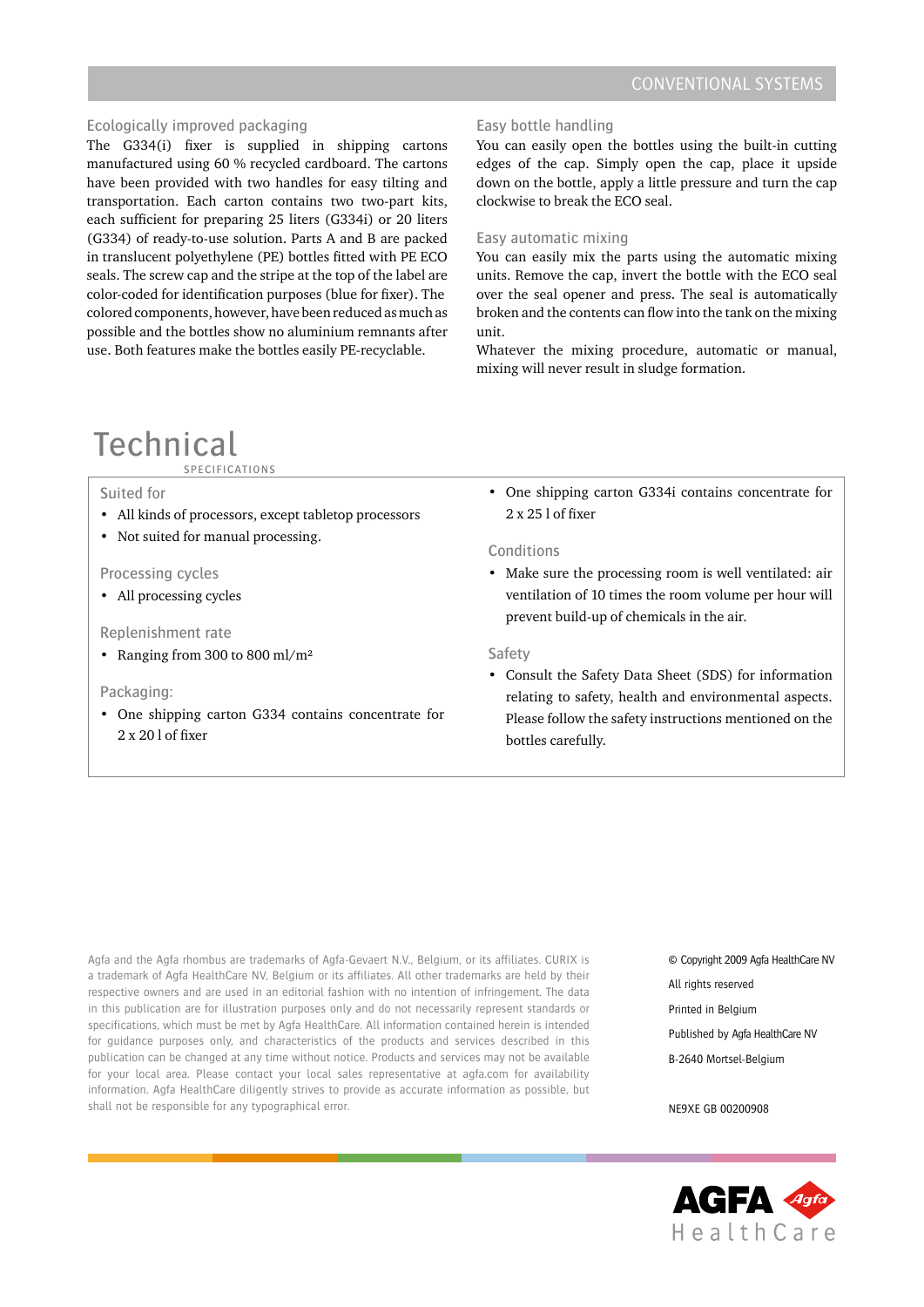### Ecologically improved packaging

The G334(i) fixer is supplied in shipping cartons manufactured using 60 % recycled cardboard. The cartons have been provided with two handles for easy tilting and transportation. Each carton contains two two-part kits, each sufficient for preparing 25 liters (G334i) or 20 liters (G334) of ready-to-use solution. Parts A and B are packed in translucent polyethylene (PE) bottles fitted with PE ECO seals. The screw cap and the stripe at the top of the label are color-coded for identification purposes (blue for fixer). The colored components, however, have been reduced as much as possible and the bottles show no aluminium remnants after use. Both features make the bottles easily PE-recyclable.

### Easy bottle handling

You can easily open the bottles using the built-in cutting edges of the cap. Simply open the cap, place it upside down on the bottle, apply a little pressure and turn the cap clockwise to break the ECO seal.

### Easy automatic mixing

You can easily mix the parts using the automatic mixing units. Remove the cap, invert the bottle with the ECO seal over the seal opener and press. The seal is automatically broken and the contents can flow into the tank on the mixing unit.

Whatever the mixing procedure, automatic or manual, mixing will never result in sludge formation.

# Technical
SPECIFICATIONS

### Suited for

- All kinds of processors, except tabletop processors
- Not suited for manual processing.

### Processing cycles

- All processing cycles

### Replenishment rate

- Ranging from 300 to 800 ml/m²

### Packaging:

- One shipping carton G334 contains concentrate for 2 x 20 l of fixer
- One shipping carton G334i contains concentrate for 2 x 25 l of fixer

### Conditions

- Make sure the processing room is well ventilated: air ventilation of 10 times the room volume per hour will prevent build-up of chemicals in the air.

### Safety

- Consult the Safety Data Sheet (SDS) for information relating to safety, health and environmental aspects. Please follow the safety instructions mentioned on the bottles carefully.

Agfa and the Agfa rhombus are trademarks of Agfa-Gevaert N.V., Belgium, or its affiliates. CURIX is a trademark of Agfa HealthCare NV, Belgium or its affiliates. All other trademarks are held by their respective owners and are used in an editorial fashion with no intention of infringement. The data in this publication are for illustration purposes only and do not necessarily represent standards or specifications, which must be met by Agfa HealthCare. All information contained herein is intended for guidance purposes only, and characteristics of the products and services described in this publication can be changed at any time without notice. Products and services may not be available for your local area. Please contact your local sales representative at agfa.com for availability information. Agfa HealthCare diligently strives to provide as accurate information as possible, but shall not be responsible for any typographical error.

© Copyright 2009 Agfa HealthCare NV

All rights reserved

Printed in Belgium

Published by Agfa HealthCare NV

B-2640 Mortsel-Belgium

NE9XE GB 00200908

AGFA Agfa HealthCare